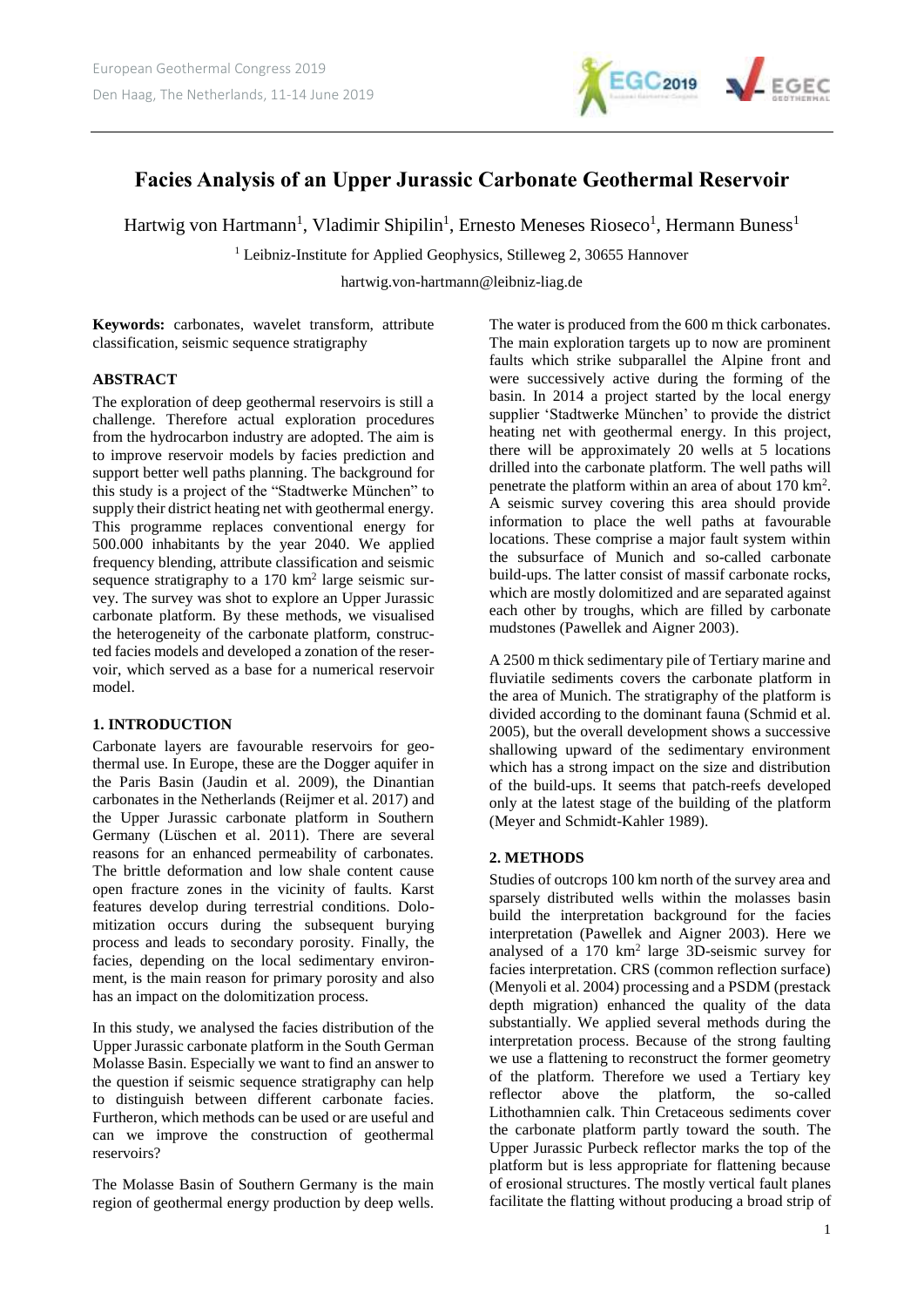# Facies Analysis of an Upper Jurassic Carbonate Geothermal Reservoir

Hartwig von Hartmann[1], Vladimir Shipilin[1], Ernesto Meneses Rioseco[1], Hermann Buness[1]

[1] Leibniz-Institute for Applied Geophysics, Stilleweg 2, 30655 Hannover

hartwig.von-hartmann@leibniz-liag.de

**Keywords:** carbonates, wavelet transform, attribute classification, seismic sequence stratigraphy

## ABSTRACT

The exploration of deep geothermal reservoirs is still a challenge. Therefore actual exploration procedures from the hydrocarbon industry are adopted. The aim is to improve reservoir models by facies prediction and support better well paths planning. The background for this study is a project of the "Stadtwerke München" to supply their district heating net with geothermal energy. This programme replaces conventional energy for 500.000 inhabitants by the year 2040. We applied frequency blending, attribute classification and seismic sequence stratigraphy to a 170 km² large seismic survey. The survey was shot to explore an Upper Jurassic carbonate platform. By these methods, we visualised the heterogeneity of the carbonate platform, constructed facies models and developed a zonation of the reservoir, which served as a base for a numerical reservoir model.

## 1. INTRODUCTION

Carbonate layers are favourable reservoirs for geothermal use. In Europe, these are the Dogger aquifer in the Paris Basin (Jaudin et al. 2009), the Dinantian carbonates in the Netherlands (Reijmer et al. 2017) and the Upper Jurassic carbonate platform in Southern Germany (Lüschen et al. 2011). There are several reasons for an enhanced permeability of carbonates. The brittle deformation and low shale content cause open fracture zones in the vicinity of faults. Karst features develop during terrestrial conditions. Dolomitization occurs during the subsequent burying process and leads to secondary porosity. Finally, the facies, depending on the local sedimentary environment, is the main reason for primary porosity and also has an impact on the dolomitization process.

In this study, we analysed the facies distribution of the Upper Jurassic carbonate platform in the South German Molasse Basin. Especially we want to find an answer to the question if seismic sequence stratigraphy can help to distinguish between different carbonate facies. Furtheron, which methods can be used or are useful and can we improve the construction of geothermal reservoirs?

The Molasse Basin of Southern Germany is the main region of geothermal energy production by deep wells. The water is produced from the 600 m thick carbonates. The main exploration targets up to now are prominent faults which strike subparallel the Alpine front and were successively active during the forming of the basin. In 2014 a project started by the local energy supplier 'Stadtwerke München' to provide the district heating net with geothermal energy. In this project, there will be approximately 20 wells at 5 locations drilled into the carbonate platform. The well paths will penetrate the platform within an area of about 170 km². A seismic survey covering this area should provide information to place the well paths at favourable locations. These comprise a major fault system within the subsurface of Munich and so-called carbonate build-ups. The latter consist of massif carbonate rocks, which are mostly dolomitized and are separated against each other by troughs, which are filled by carbonate mudstones (Pawellek and Aigner 2003).

A 2500 m thick sedimentary pile of Tertiary marine and fluviatile sediments covers the carbonate platform in the area of Munich. The stratigraphy of the platform is divided according to the dominant fauna (Schmid et al. 2005), but the overall development shows a successive shallowing upward of the sedimentary environment which has a strong impact on the size and distribution of the build-ups. It seems that patch-reefs developed only at the latest stage of the building of the platform (Meyer and Schmidt-Kahler 1989).

## 2. METHODS

Studies of outcrops 100 km north of the survey area and sparsely distributed wells within the molasses basin build the interpretation background for the facies interpretation (Pawellek and Aigner 2003). Here we analysed of a 170 km² large 3D-seismic survey for facies interpretation. CRS (common reflection surface) (Menyoli et al. 2004) processing and a PSDM (prestack depth migration) enhanced the quality of the data substantially. We applied several methods during the interpretation process. Because of the strong faulting we use a flattening to reconstruct the former geometry of the platform. Therefore we used a Tertiary key reflector above the platform, the so-called Lithothamnien calk. Thin Cretaceous sediments cover the carbonate platform partly toward the south. The Upper Jurassic Purbeck reflector marks the top of the platform but is less appropriate for flattening because of erosional structures. The mostly vertical fault planes facilitate the flatting without producing a broad strip of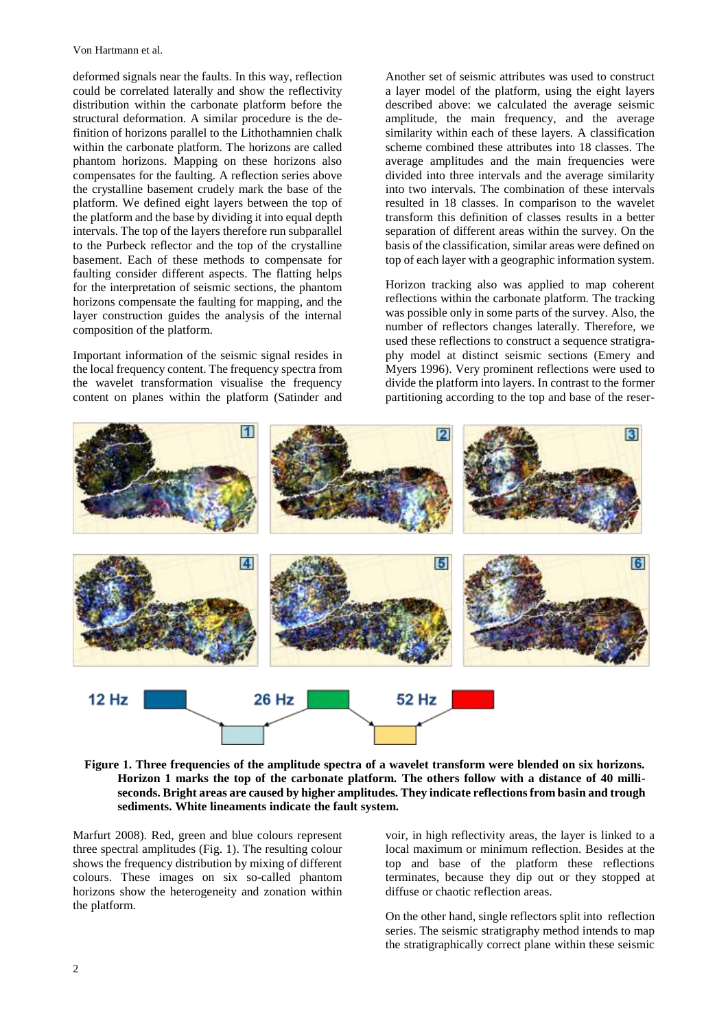deformed signals near the faults. In this way, reflection could be correlated laterally and show the reflectivity distribution within the carbonate platform before the structural deformation. A similar procedure is the definition of horizons parallel to the Lithothamnien chalk within the carbonate platform. The horizons are called phantom horizons. Mapping on these horizons also compensates for the faulting. A reflection series above the crystalline basement crudely mark the base of the platform. We defined eight layers between the top of the platform and the base by dividing it into equal depth intervals. The top of the layers therefore run subparallel to the Purbeck reflector and the top of the crystalline basement. Each of these methods to compensate for faulting consider different aspects. The flatting helps for the interpretation of seismic sections, the phantom horizons compensate the faulting for mapping, and the layer construction guides the analysis of the internal composition of the platform.

Important information of the seismic signal resides in the local frequency content. The frequency spectra from the wavelet transformation visualise the frequency content on planes within the platform (Satinder and Marfurt 2008). Red, green and blue colours represent three spectral amplitudes (Fig. 1). The resulting colour shows the frequency distribution by mixing of different colours. These images on six so-called phantom horizons show the heterogeneity and zonation within the platform.

Another set of seismic attributes was used to construct a layer model of the platform, using the eight layers described above: we calculated the average seismic amplitude, the main frequency, and the average similarity within each of these layers. A classification scheme combined these attributes into 18 classes. The average amplitudes and the main frequencies were divided into three intervals and the average similarity into two intervals. The combination of these intervals resulted in 18 classes. In comparison to the wavelet transform this definition of classes results in a better separation of different areas within the survey. On the basis of the classification, similar areas were defined on top of each layer with a geographic information system.

Horizon tracking also was applied to map coherent reflections within the carbonate platform. The tracking was possible only in some parts of the survey. Also, the number of reflectors changes laterally. Therefore, we used these reflections to construct a sequence stratigraphy model at distinct seismic sections (Emery and Myers 1996). Very prominent reflections were used to divide the platform into layers. In contrast to the former partitioning according to the top and base of the reservoir, in high reflectivity areas, the layer is linked to a local maximum or minimum reflection. Besides at the top and base of the platform these reflections terminates, because they dip out or they stopped at diffuse or chaotic reflection areas.

On the other hand, single reflectors split into reflection series. The seismic stratigraphy method intends to map the stratigraphically correct plane within these seismic

**Figure 1. Three frequencies of the amplitude spectra of a wavelet transform were blended on six horizons. Horizon 1 marks the top of the carbonate platform. The others follow with a distance of 40 milliseconds. Bright areas are caused by higher amplitudes. They indicate reflections from basin and trough sediments. White lineaments indicate the fault system.**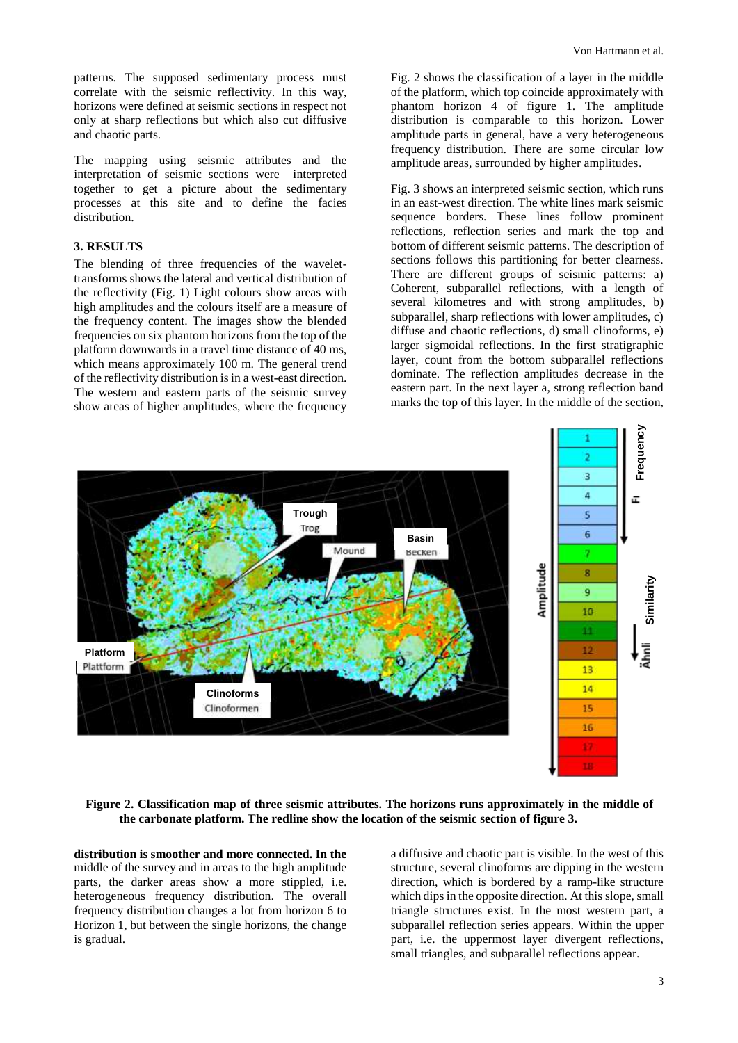patterns. The supposed sedimentary process must correlate with the seismic reflectivity. In this way, horizons were defined at seismic sections in respect not only at sharp reflections but which also cut diffusive and chaotic parts.

The mapping using seismic attributes and the interpretation of seismic sections were interpreted together to get a picture about the sedimentary processes at this site and to define the facies distribution.

## 3. RESULTS

The blending of three frequencies of the wavelet-transforms shows the lateral and vertical distribution of the reflectivity (Fig. 1) Light colours show areas with high amplitudes and the colours itself are a measure of the frequency content. The images show the blended frequencies on six phantom horizons from the top of the platform downwards in a travel time distance of 40 ms, which means approximately 100 m. The general trend of the reflectivity distribution is in a west-east direction. The western and eastern parts of the seismic survey show areas of higher amplitudes, where the frequency **distribution is smoother and more connected. In the** middle of the survey and in areas to the high amplitude parts, the darker areas show a more stippled, i.e. heterogeneous frequency distribution. The overall frequency distribution changes a lot from horizon 6 to Horizon 1, but between the single horizons, the change is gradual.

Fig. 2 shows the classification of a layer in the middle of the platform, which top coincide approximately with phantom horizon 4 of figure 1. The amplitude distribution is comparable to this horizon. Lower amplitude parts in general, have a very heterogeneous frequency distribution. There are some circular low amplitude areas, surrounded by higher amplitudes.

Fig. 3 shows an interpreted seismic section, which runs in an east-west direction. The white lines mark seismic sequence borders. These lines follow prominent reflections, reflection series and mark the top and bottom of different seismic patterns. The description of sections follows this partitioning for better clearness. There are different groups of seismic patterns: a) Coherent, subparallel reflections, with a length of several kilometres and with strong amplitudes, b) subparallel, sharp reflections with lower amplitudes, c) diffuse and chaotic reflections, d) small clinoforms, e) larger sigmoidal reflections. In the first stratigraphic layer, count from the bottom subparallel reflections dominate. The reflection amplitudes decrease in the eastern part. In the next layer a, strong reflection band marks the top of this layer. In the middle of the section, a diffusive and chaotic part is visible. In the west of this structure, several clinoforms are dipping in the western direction, which is bordered by a ramp-like structure which dips in the opposite direction. At this slope, small triangle structures exist. In the most western part, a subparallel reflection series appears. Within the upper part, i.e. the uppermost layer divergent reflections, small triangles, and subparallel reflections appear.

**Figure 2. Classification map of three seismic attributes. The horizons runs approximately in the middle of the carbonate platform. The redline show the location of the seismic section of figure 3.**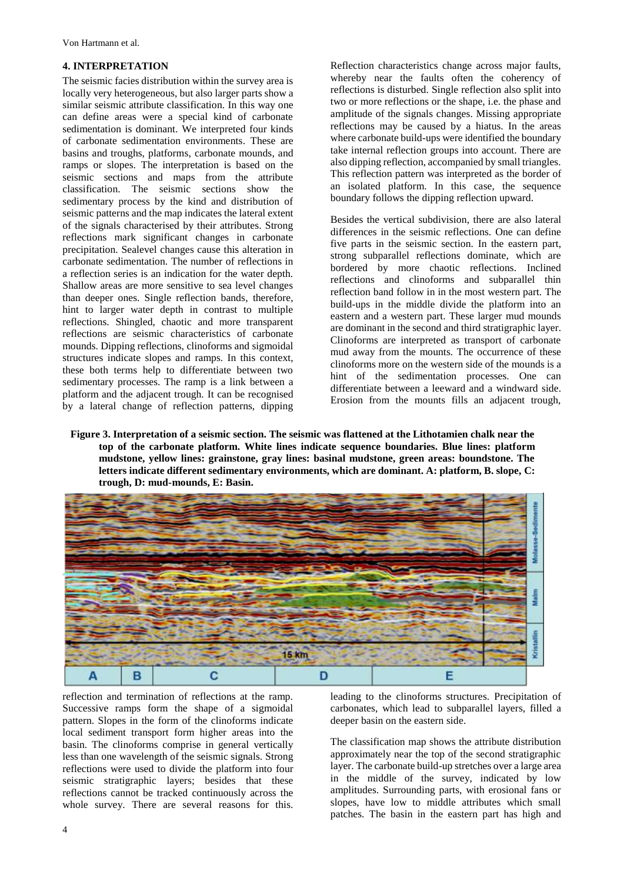## 4. INTERPRETATION

The seismic facies distribution within the survey area is locally very heterogeneous, but also larger parts show a similar seismic attribute classification. In this way one can define areas were a special kind of carbonate sedimentation is dominant. We interpreted four kinds of carbonate sedimentation environments. These are basins and troughs, platforms, carbonate mounds, and ramps or slopes. The interpretation is based on the seismic sections and maps from the attribute classification. The seismic sections show the sedimentary process by the kind and distribution of seismic patterns and the map indicates the lateral extent of the signals characterised by their attributes. Strong reflections mark significant changes in carbonate precipitation. Sealevel changes cause this alteration in carbonate sedimentation. The number of reflections in a reflection series is an indication for the water depth. Shallow areas are more sensitive to sea level changes than deeper ones. Single reflection bands, therefore, hint to larger water depth in contrast to multiple reflections. Shingled, chaotic and more transparent reflections are seismic characteristics of carbonate mounds. Dipping reflections, clinoforms and sigmoidal structures indicate slopes and ramps. In this context, these both terms help to differentiate between two sedimentary processes. The ramp is a link between a platform and the adjacent trough. It can be recognised by a lateral change of reflection patterns, dipping reflection and termination of reflections at the ramp. Successive ramps form the shape of a sigmoidal pattern. Slopes in the form of the clinoforms indicate local sediment transport form higher areas into the basin. The clinoforms comprise in general vertically less than one wavelength of the seismic signals. Strong reflections were used to divide the platform into four seismic stratigraphic layers; besides that these reflections cannot be tracked continuously across the whole survey. There are several reasons for this. Reflection characteristics change across major faults, whereby near the faults often the coherency of reflections is disturbed. Single reflection also split into two or more reflections or the shape, i.e. the phase and amplitude of the signals changes. Missing appropriate reflections may be caused by a hiatus. In the areas where carbonate build-ups were identified the boundary take internal reflection groups into account. There are also dipping reflection, accompanied by small triangles. This reflection pattern was interpreted as the border of an isolated platform. In this case, the sequence boundary follows the dipping reflection upward.

Besides the vertical subdivision, there are also lateral differences in the seismic reflections. One can define five parts in the seismic section. In the eastern part, strong subparallel reflections dominate, which are bordered by more chaotic reflections. Inclined reflections and clinoforms and subparallel thin reflection band follow in in the most western part. The build-ups in the middle divide the platform into an eastern and a western part. These larger mud mounds are dominant in the second and third stratigraphic layer. Clinoforms are interpreted as transport of carbonate mud away from the mounts. The occurrence of these clinoforms more on the western side of the mounds is a hint of the sedimentation processes. One can differentiate between a leeward and a windward side. Erosion from the mounts fills an adjacent trough, leading to the clinoforms structures. Precipitation of carbonates, which lead to subparallel layers, filled a deeper basin on the eastern side.

**Figure 3. Interpretation of a seismic section. The seismic was flattened at the Lithotamien chalk near the top of the carbonate platform. White lines indicate sequence boundaries. Blue lines: platform mudstone, yellow lines: grainstone, gray lines: basinal mudstone, green areas: boundstone. The letters indicate different sedimentary environments, which are dominant. A: platform, B. slope, C: trough, D: mud-mounds, E: Basin.**

The classification map shows the attribute distribution approximately near the top of the second stratigraphic layer. The carbonate build-up stretches over a large area in the middle of the survey, indicated by low amplitudes. Surrounding parts, with erosional fans or slopes, have low to middle attributes which small patches. The basin in the eastern part has high and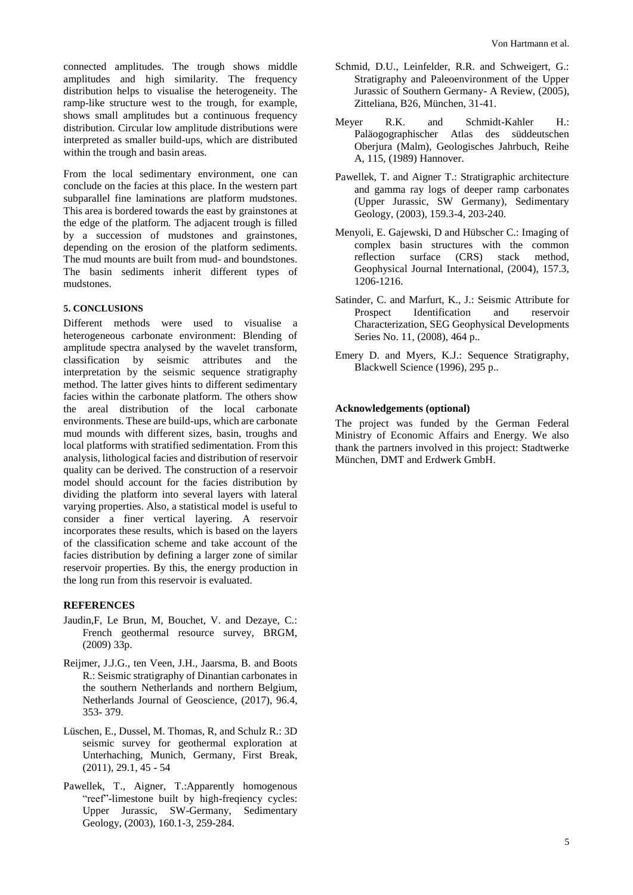connected amplitudes. The trough shows middle amplitudes and high similarity. The frequency distribution helps to visualise the heterogeneity. The ramp-like structure west to the trough, for example, shows small amplitudes but a continuous frequency distribution. Circular low amplitude distributions were interpreted as smaller build-ups, which are distributed within the trough and basin areas.

From the local sedimentary environment, one can conclude on the facies at this place. In the western part subparallel fine laminations are platform mudstones. This area is bordered towards the east by grainstones at the edge of the platform. The adjacent trough is filled by a succession of mudstones and grainstones, depending on the erosion of the platform sediments. The mud mounts are built from mud- and boundstones. The basin sediments inherit different types of mudstones.

## 5. CONCLUSIONS

Different methods were used to visualise a heterogeneous carbonate environment: Blending of amplitude spectra analysed by the wavelet transform, classification by seismic attributes and the interpretation by the seismic sequence stratigraphy method. The latter gives hints to different sedimentary facies within the carbonate platform. The others show the areal distribution of the local carbonate environments. These are build-ups, which are carbonate mud mounds with different sizes, basin, troughs and local platforms with stratified sedimentation. From this analysis, lithological facies and distribution of reservoir quality can be derived. The construction of a reservoir model should account for the facies distribution by dividing the platform into several layers with lateral varying properties. Also, a statistical model is useful to consider a finer vertical layering. A reservoir incorporates these results, which is based on the layers of the classification scheme and take account of the facies distribution by defining a larger zone of similar reservoir properties. By this, the energy production in the long run from this reservoir is evaluated.

## REFERENCES

Jaudin,F, Le Brun, M, Bouchet, V. and Dezaye, C.: French geothermal resource survey, BRGM, (2009) 33p.

Reijmer, J.J.G., ten Veen, J.H., Jaarsma, B. and Boots R.: Seismic stratigraphy of Dinantian carbonates in the southern Netherlands and northern Belgium, Netherlands Journal of Geoscience, (2017), 96.4, 353- 379.

Lüschen, E., Dussel, M. Thomas, R, and Schulz R.: 3D seismic survey for geothermal exploration at Unterhaching, Munich, Germany, First Break, (2011), 29.1, 45 - 54

Pawellek, T., Aigner, T.:Apparently homogenous "reef"-limestone built by high-freqiency cycles: Upper Jurassic, SW-Germany, Sedimentary Geology, (2003), 160.1-3, 259-284.

Schmid, D.U., Leinfelder, R.R. and Schweigert, G.: Stratigraphy and Paleoenvironment of the Upper Jurassic of Southern Germany- A Review, (2005), Zitteliana, B26, München, 31-41.

Meyer R.K. and Schmidt-Kahler H.: Paläogographischer Atlas des süddeutschen Oberjura (Malm), Geologisches Jahrbuch, Reihe A, 115, (1989) Hannover.

Pawellek, T. and Aigner T.: Stratigraphic architecture and gamma ray logs of deeper ramp carbonates (Upper Jurassic, SW Germany), Sedimentary Geology, (2003), 159.3-4, 203-240.

Menyoli, E. Gajewski, D and Hübscher C.: Imaging of complex basin structures with the common reflection surface (CRS) stack method, Geophysical Journal International, (2004), 157.3, 1206-1216.

Satinder, C. and Marfurt, K., J.: Seismic Attribute for Prospect Identification and reservoir Characterization, SEG Geophysical Developments Series No. 11, (2008), 464 p..

Emery D. and Myers, K.J.: Sequence Stratigraphy, Blackwell Science (1996), 295 p..

**Acknowledgements (optional)**

The project was funded by the German Federal Ministry of Economic Affairs and Energy. We also thank the partners involved in this project: Stadtwerke München, DMT and Erdwerk GmbH.